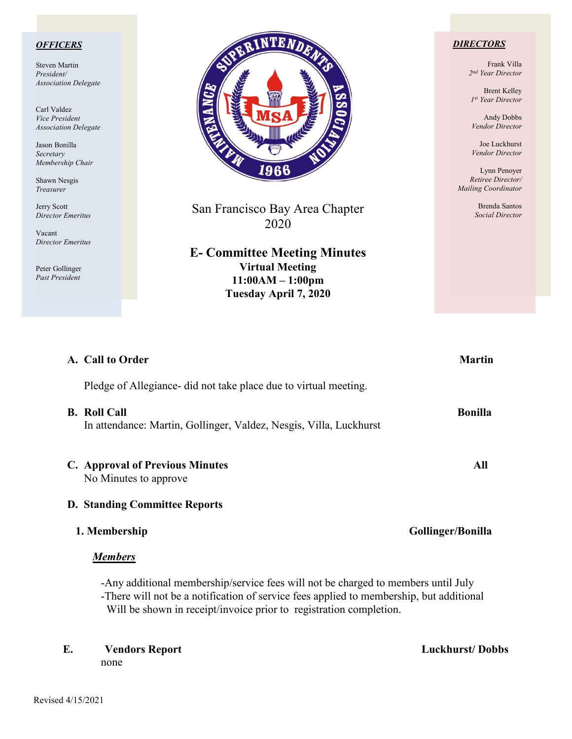***OFFICERS***

Steven Martin
*President/ Association Delegate*

Carl Valdez
*Vice President Association Delegate*

Jason Bonilla
*Secretary Membership Chair*

Shawn Nesgis
*Treasurer*

Jerry Scott
*Director Emeritus*

Vacant
*Director Emeritus*

Peter Gollinger
*Past President*

***DIRECTORS***

Frank Villa
*2nd Year Director*

Brent Kelley
*1st Year Director*

Andy Dobbs
*Vendor Director*

Joe Luckhurst
*Vendor Director*

Lynn Penoyer
*Retiree Director/ Mailing Coordinator*

Brenda Santos
*Social Director*

San Francisco Bay Area Chapter
2020

# E- Committee Meeting Minutes

**Virtual Meeting**
**11:00AM – 1:00pm**
**Tuesday April 7, 2020**

**A. Call to Order** — **Martin**

Pledge of Allegiance- did not take place due to virtual meeting.

**B. Roll Call** — **Bonilla**

In attendance: Martin, Gollinger, Valdez, Nesgis, Villa, Luckhurst

**C. Approval of Previous Minutes** — **All**

No Minutes to approve

**D. Standing Committee Reports**

**1. Membership** — **Gollinger/Bonilla**

***Members***

-Any additional membership/service fees will not be charged to members until July
-There will not be a notification of service fees applied to membership, but additional Will be shown in receipt/invoice prior to registration completion.

**E. Vendors Report** — **Luckhurst/ Dobbs**

none

Revised 4/15/2021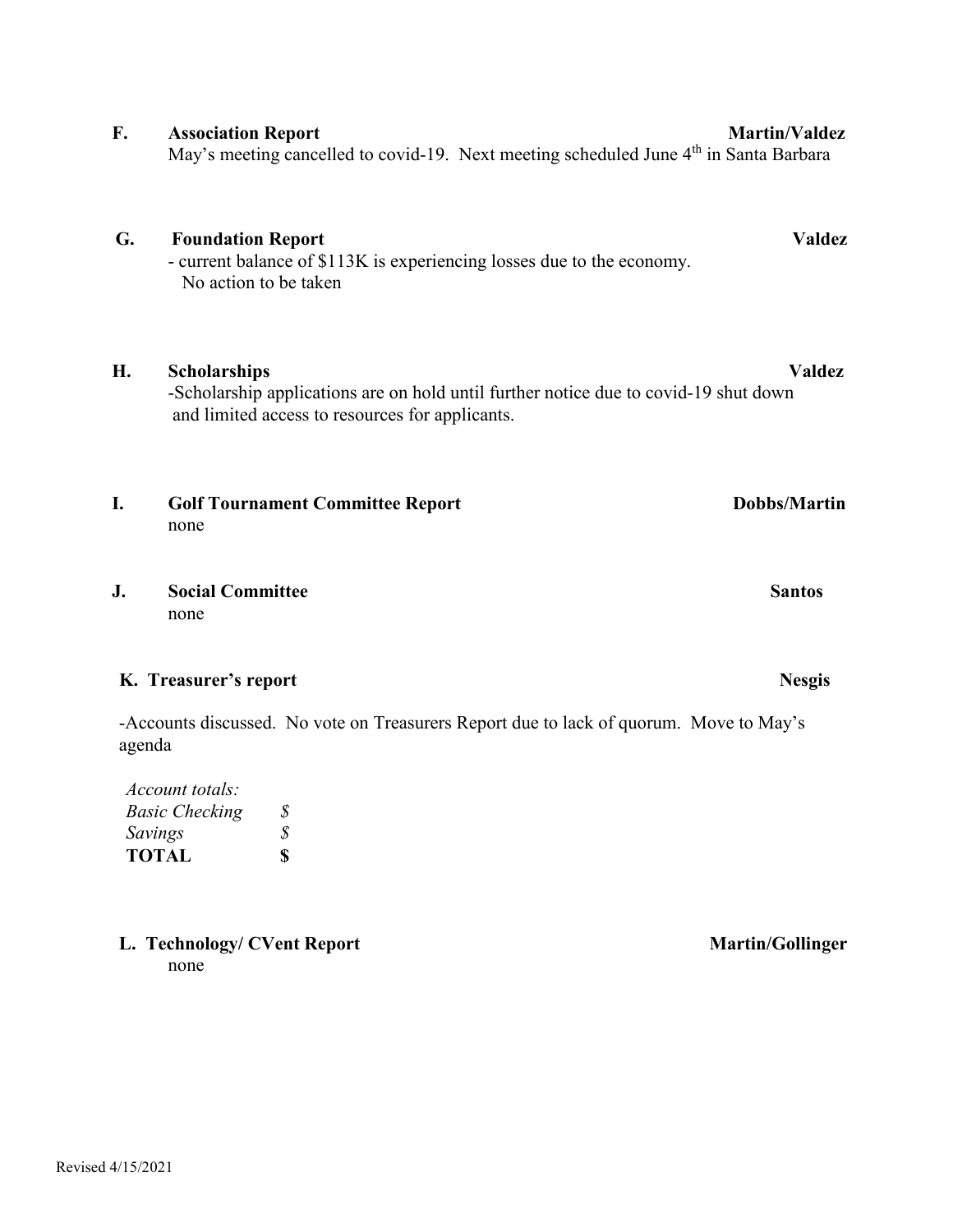**F. Association Report** **Martin/Valdez**

May's meeting cancelled to covid-19. Next meeting scheduled June 4th in Santa Barbara

**G. Foundation Report** **Valdez**

- current balance of $113K is experiencing losses due to the economy. No action to be taken

**H. Scholarships** **Valdez**

-Scholarship applications are on hold until further notice due to covid-19 shut down and limited access to resources for applicants.

**I. Golf Tournament Committee Report** **Dobbs/Martin**

none

**J. Social Committee** **Santos**

none

**K. Treasurer's report** **Nesgis**

-Accounts discussed. No vote on Treasurers Report due to lack of quorum. Move to May's agenda

| *Account totals:* | |
|---|---|
| *Basic Checking* | *$* |
| *Savings* | *$* |
| **TOTAL** | **$** |

**L. Technology/ CVent Report** **Martin/Gollinger**

none

Revised 4/15/2021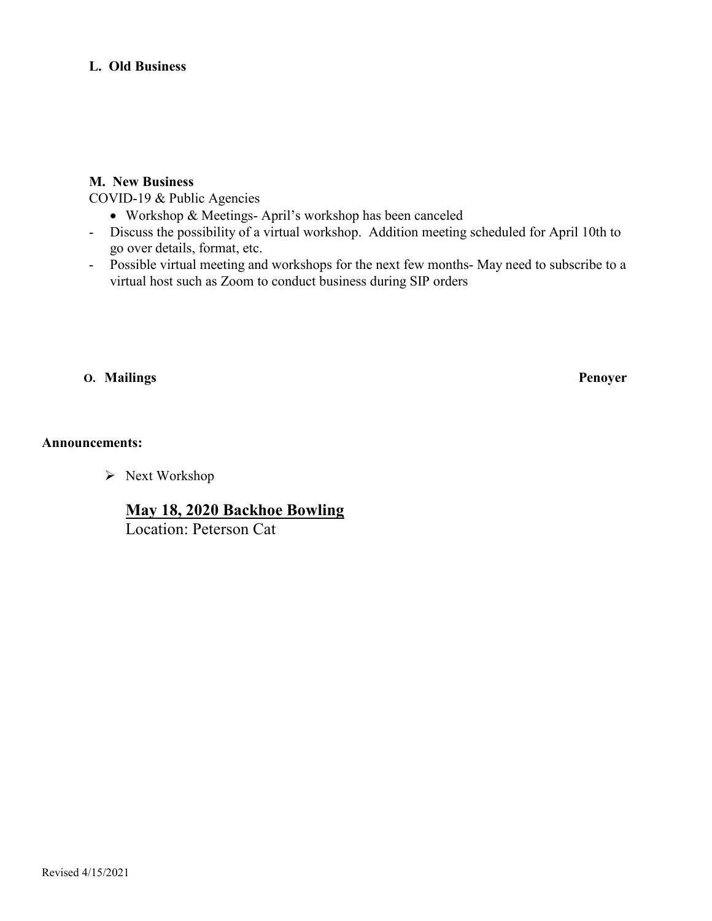**L. Old Business**

**M. New Business**

COVID-19 & Public Agencies

- Workshop & Meetings- April's workshop has been canceled

- Discuss the possibility of a virtual workshop. Addition meeting scheduled for April 10th to go over details, format, etc.
- Possible virtual meeting and workshops for the next few months- May need to subscribe to a virtual host such as Zoom to conduct business during SIP orders

**O. Mailings** **Penoyer**

**Announcements:**

- Next Workshop

**<u>May 18, 2020 Backhoe Bowling</u>**
Location: Peterson Cat

Revised 4/15/2021